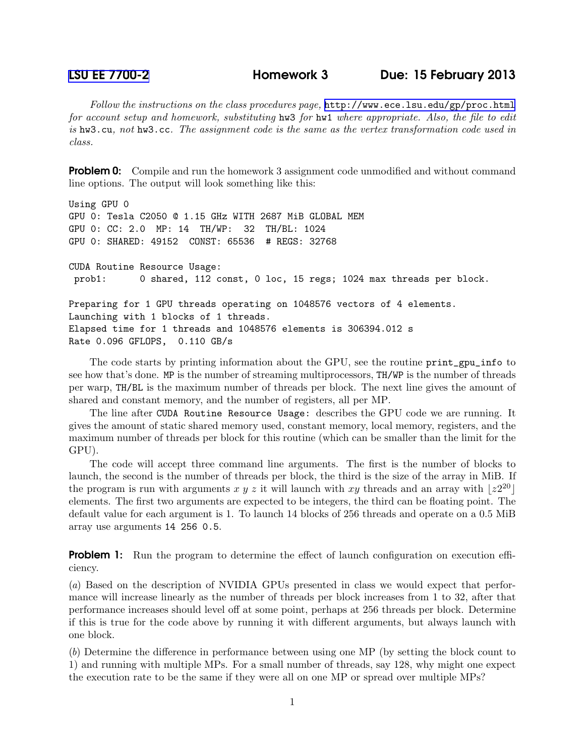# LSU EE 7700-2 — Homework 3 — Due: 15 February 2013

*Follow the instructions on the class procedures page,* http://www.ece.lsu.edu/gp/proc.html *for account setup and homework, substituting* `hw3` *for* `hw1` *where appropriate. Also, the file to edit is* `hw3.cu`*, not* `hw3.cc`*. The assignment code is the same as the vertex transformation code used in class.*

**Problem 0:** Compile and run the homework 3 assignment code unmodified and without command line options. The output will look something like this:

```
Using GPU 0
GPU 0: Tesla C2050 @ 1.15 GHz WITH 2687 MiB GLOBAL MEM
GPU 0: CC: 2.0  MP: 14  TH/WP:  32  TH/BL: 1024
GPU 0: SHARED: 49152  CONST: 65536  # REGS: 32768

CUDA Routine Resource Usage:
 prob1:      0 shared, 112 const, 0 loc, 15 regs; 1024 max threads per block.

Preparing for 1 GPU threads operating on 1048576 vectors of 4 elements.
Launching with 1 blocks of 1 threads.
Elapsed time for 1 threads and 1048576 elements is 306394.012 s
Rate 0.096 GFLOPS,  0.110 GB/s
```

The code starts by printing information about the GPU, see the routine `print_gpu_info` to see how that's done. `MP` is the number of streaming multiprocessors, `TH/WP` is the number of threads per warp, `TH/BL` is the maximum number of threads per block. The next line gives the amount of shared and constant memory, and the number of registers, all per MP.

The line after `CUDA Routine Resource Usage:` describes the GPU code we are running. It gives the amount of static shared memory used, constant memory, local memory, registers, and the maximum number of threads per block for this routine (which can be smaller than the limit for the GPU).

The code will accept three command line arguments. The first is the number of blocks to launch, the second is the number of threads per block, the third is the size of the array in MiB. If the program is run with arguments $x$ $y$ $z$ it will launch with $xy$ threads and an array with $\lfloor z2^{20} \rfloor$ elements. The first two arguments are expected to be integers, the third can be floating point. The default value for each argument is 1. To launch 14 blocks of 256 threads and operate on a 0.5 MiB array use arguments `14 256 0.5`.

**Problem 1:** Run the program to determine the effect of launch configuration on execution efficiency.

(*a*) Based on the description of NVIDIA GPUs presented in class we would expect that performance will increase linearly as the number of threads per block increases from 1 to 32, after that performance increases should level off at some point, perhaps at 256 threads per block. Determine if this is true for the code above by running it with different arguments, but always launch with one block.

(*b*) Determine the difference in performance between using one MP (by setting the block count to 1) and running with multiple MPs. For a small number of threads, say 128, why might one expect the execution rate to be the same if they were all on one MP or spread over multiple MPs?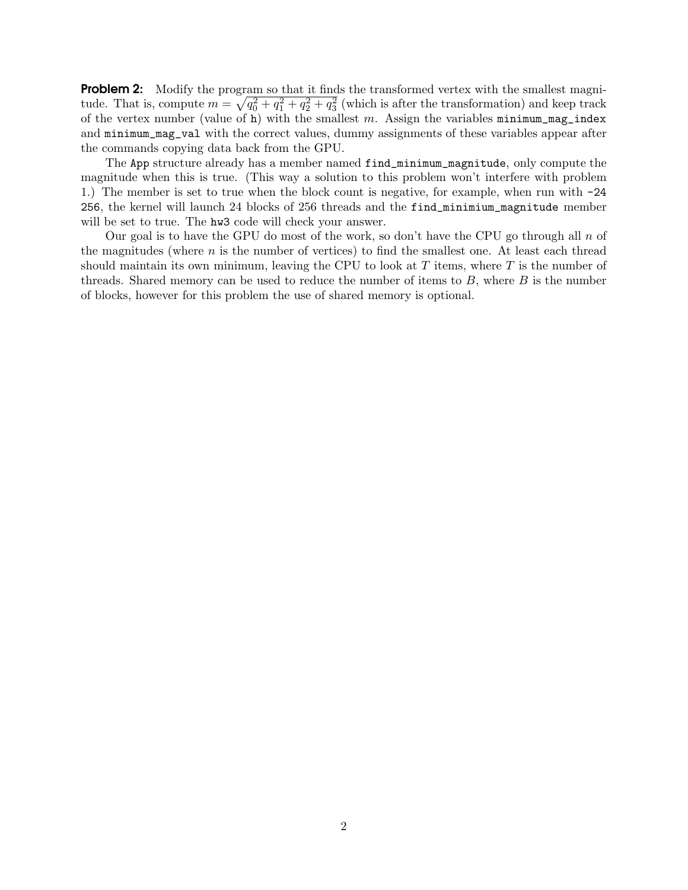**Problem 2:** Modify the program so that it finds the transformed vertex with the smallest magnitude. That is, compute $m = \sqrt{q_0^2 + q_1^2 + q_2^2 + q_3^2}$ (which is after the transformation) and keep track of the vertex number (value of `h`) with the smallest $m$. Assign the variables `minimum_mag_index` and `minimum_mag_val` with the correct values, dummy assignments of these variables appear after the commands copying data back from the GPU.

The `App` structure already has a member named `find_minimum_magnitude`, only compute the magnitude when this is true. (This way a solution to this problem won't interfere with problem 1.) The member is set to true when the block count is negative, for example, when run with `-24 256`, the kernel will launch 24 blocks of 256 threads and the `find_minimium_magnitude` member will be set to true. The `hw3` code will check your answer.

Our goal is to have the GPU do most of the work, so don't have the CPU go through all $n$ of the magnitudes (where $n$ is the number of vertices) to find the smallest one. At least each thread should maintain its own minimum, leaving the CPU to look at $T$ items, where $T$ is the number of threads. Shared memory can be used to reduce the number of items to $B$, where $B$ is the number of blocks, however for this problem the use of shared memory is optional.